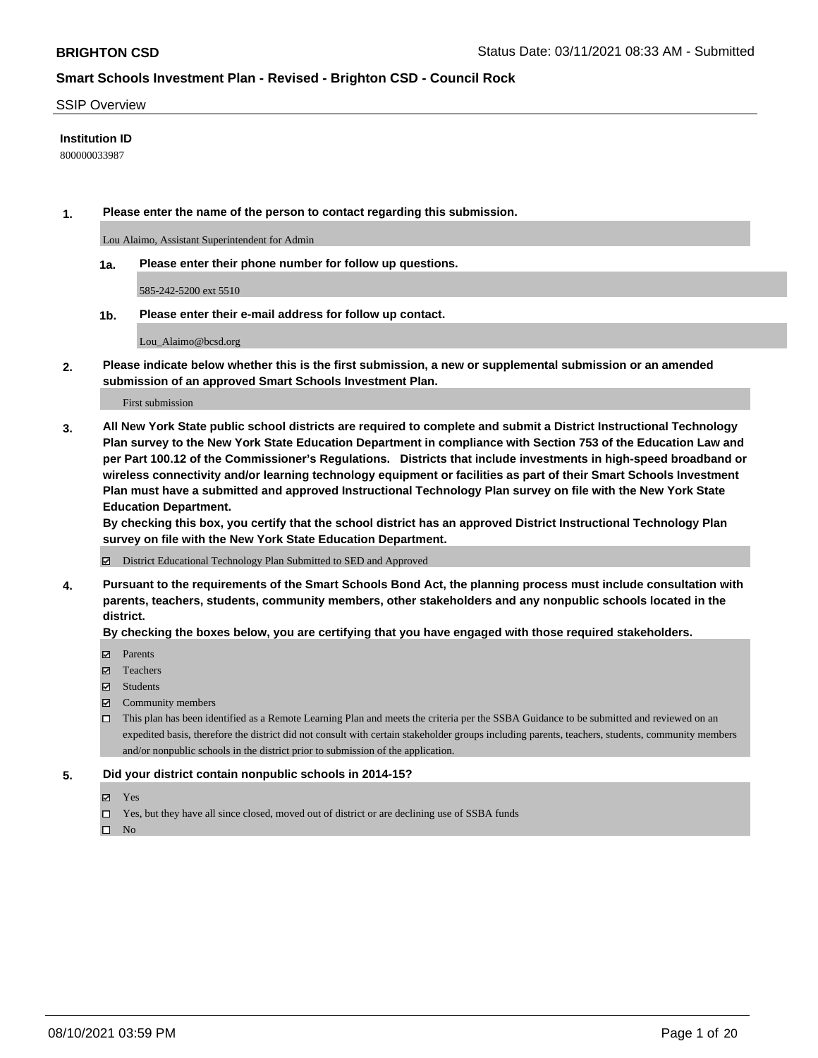**BRIGHTON CSD**

Status Date: 03/11/2021 08:33 AM - Submitted

## Smart Schools Investment Plan - Revised - Brighton CSD - Council Rock

SSIP Overview

**Institution ID**

800000033987

**1. Please enter the name of the person to contact regarding this submission.**

Lou Alaimo, Assistant Superintendent for Admin

**1a. Please enter their phone number for follow up questions.**

585-242-5200 ext 5510

**1b. Please enter their e-mail address for follow up contact.**

Lou_Alaimo@bcsd.org

**2. Please indicate below whether this is the first submission, a new or supplemental submission or an amended submission of an approved Smart Schools Investment Plan.**

First submission

**3. All New York State public school districts are required to complete and submit a District Instructional Technology Plan survey to the New York State Education Department in compliance with Section 753 of the Education Law and per Part 100.12 of the Commissioner's Regulations. Districts that include investments in high-speed broadband or wireless connectivity and/or learning technology equipment or facilities as part of their Smart Schools Investment Plan must have a submitted and approved Instructional Technology Plan survey on file with the New York State Education Department.**

**By checking this box, you certify that the school district has an approved District Instructional Technology Plan survey on file with the New York State Education Department.**

☑ District Educational Technology Plan Submitted to SED and Approved

**4. Pursuant to the requirements of the Smart Schools Bond Act, the planning process must include consultation with parents, teachers, students, community members, other stakeholders and any nonpublic schools located in the district.**

**By checking the boxes below, you are certifying that you have engaged with those required stakeholders.**

☑ Parents

☑ Teachers

☑ Students

☑ Community members

☐ This plan has been identified as a Remote Learning Plan and meets the criteria per the SSBA Guidance to be submitted and reviewed on an expedited basis, therefore the district did not consult with certain stakeholder groups including parents, teachers, students, community members and/or nonpublic schools in the district prior to submission of the application.

**5. Did your district contain nonpublic schools in 2014-15?**

☑ Yes

☐ Yes, but they have all since closed, moved out of district or are declining use of SSBA funds

☐ No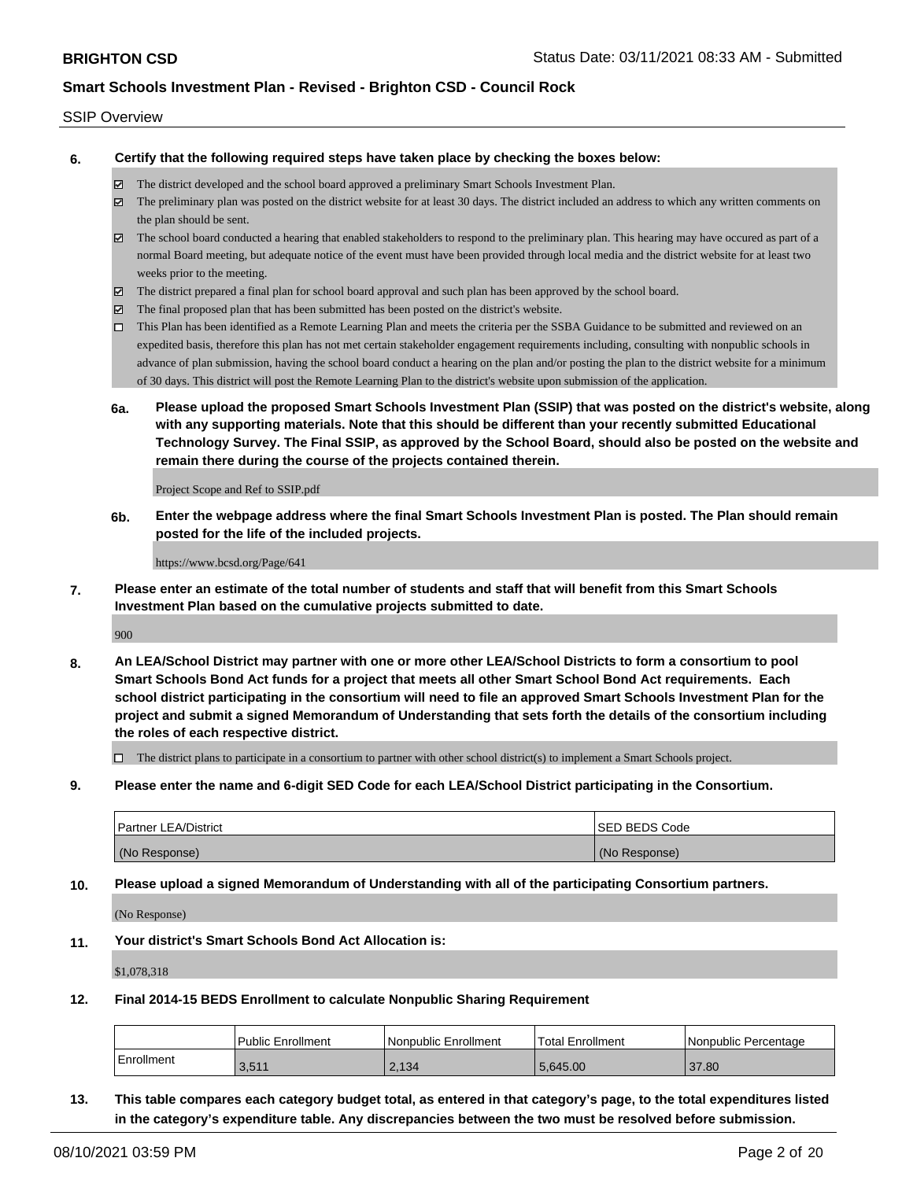SSIP Overview

**6. Certify that the following required steps have taken place by checking the boxes below:**

- ☑ The district developed and the school board approved a preliminary Smart Schools Investment Plan.
- ☑ The preliminary plan was posted on the district website for at least 30 days. The district included an address to which any written comments on the plan should be sent.
- ☑ The school board conducted a hearing that enabled stakeholders to respond to the preliminary plan. This hearing may have occured as part of a normal Board meeting, but adequate notice of the event must have been provided through local media and the district website for at least two weeks prior to the meeting.
- ☑ The district prepared a final plan for school board approval and such plan has been approved by the school board.
- ☑ The final proposed plan that has been submitted has been posted on the district's website.
- ☐ This Plan has been identified as a Remote Learning Plan and meets the criteria per the SSBA Guidance to be submitted and reviewed on an expedited basis, therefore this plan has not met certain stakeholder engagement requirements including, consulting with nonpublic schools in advance of plan submission, having the school board conduct a hearing on the plan and/or posting the plan to the district website for a minimum of 30 days. This district will post the Remote Learning Plan to the district's website upon submission of the application.

**6a. Please upload the proposed Smart Schools Investment Plan (SSIP) that was posted on the district's website, along with any supporting materials. Note that this should be different than your recently submitted Educational Technology Survey. The Final SSIP, as approved by the School Board, should also be posted on the website and remain there during the course of the projects contained therein.**

Project Scope and Ref to SSIP.pdf

**6b. Enter the webpage address where the final Smart Schools Investment Plan is posted. The Plan should remain posted for the life of the included projects.**

https://www.bcsd.org/Page/641

**7. Please enter an estimate of the total number of students and staff that will benefit from this Smart Schools Investment Plan based on the cumulative projects submitted to date.**

900

**8. An LEA/School District may partner with one or more other LEA/School Districts to form a consortium to pool Smart Schools Bond Act funds for a project that meets all other Smart School Bond Act requirements. Each school district participating in the consortium will need to file an approved Smart Schools Investment Plan for the project and submit a signed Memorandum of Understanding that sets forth the details of the consortium including the roles of each respective district.**

- ☐ The district plans to participate in a consortium to partner with other school district(s) to implement a Smart Schools project.

**9. Please enter the name and 6-digit SED Code for each LEA/School District participating in the Consortium.**

| Partner LEA/District | SED BEDS Code |
| --- | --- |
| (No Response) | (No Response) |

**10. Please upload a signed Memorandum of Understanding with all of the participating Consortium partners.**

(No Response)

**11. Your district's Smart Schools Bond Act Allocation is:**

$1,078,318

**12. Final 2014-15 BEDS Enrollment to calculate Nonpublic Sharing Requirement**

| | Public Enrollment | Nonpublic Enrollment | Total Enrollment | Nonpublic Percentage |
| --- | --- | --- | --- | --- |
| Enrollment | 3,511 | 2,134 | 5,645.00 | 37.80 |

**13. This table compares each category budget total, as entered in that category's page, to the total expenditures listed in the category's expenditure table. Any discrepancies between the two must be resolved before submission.**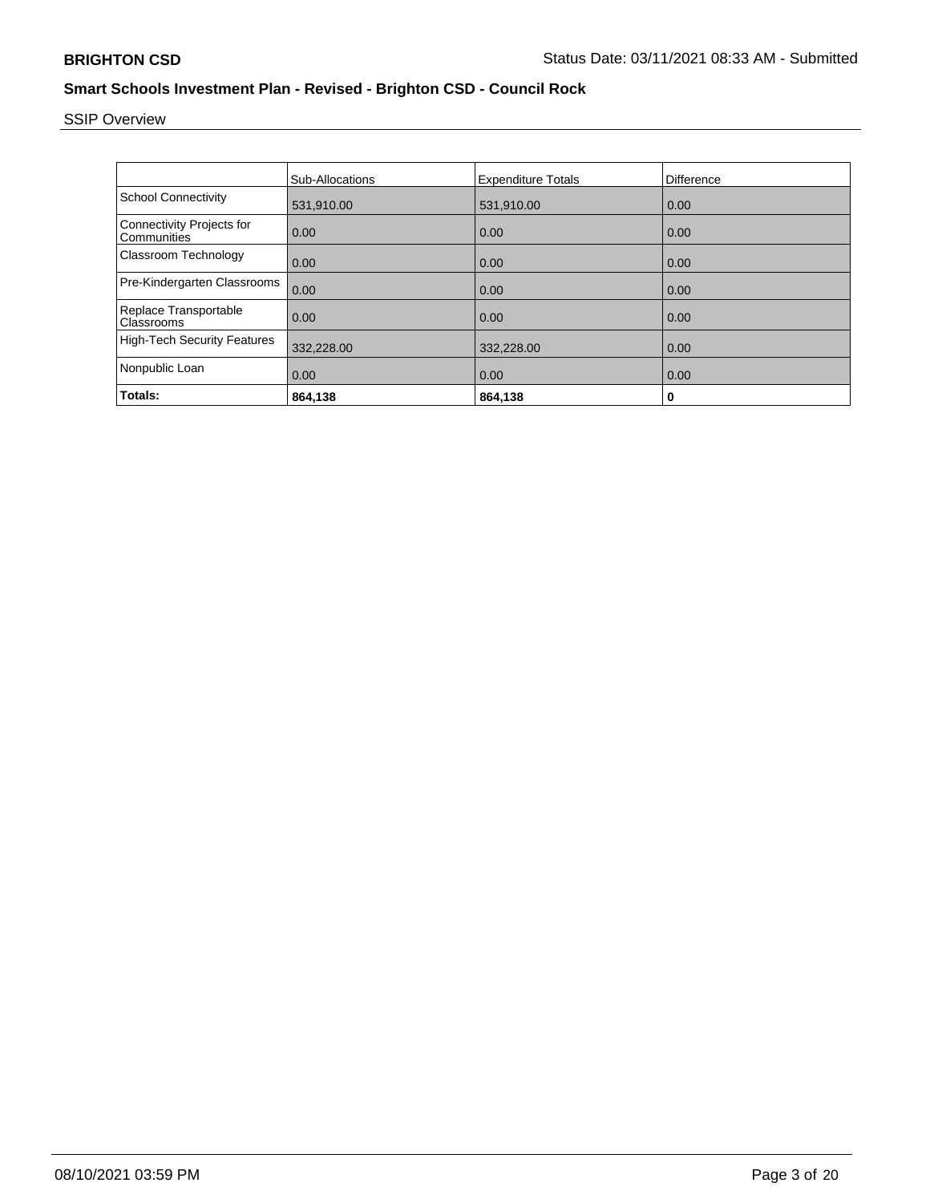## Smart Schools Investment Plan - Revised - Brighton CSD - Council Rock

SSIP Overview

| | Sub-Allocations | Expenditure Totals | Difference |
| --- | --- | --- | --- |
| School Connectivity | 531,910.00 | 531,910.00 | 0.00 |
| Connectivity Projects for Communities | 0.00 | 0.00 | 0.00 |
| Classroom Technology | 0.00 | 0.00 | 0.00 |
| Pre-Kindergarten Classrooms | 0.00 | 0.00 | 0.00 |
| Replace Transportable Classrooms | 0.00 | 0.00 | 0.00 |
| High-Tech Security Features | 332,228.00 | 332,228.00 | 0.00 |
| Nonpublic Loan | 0.00 | 0.00 | 0.00 |
| **Totals:** | **864,138** | **864,138** | **0** |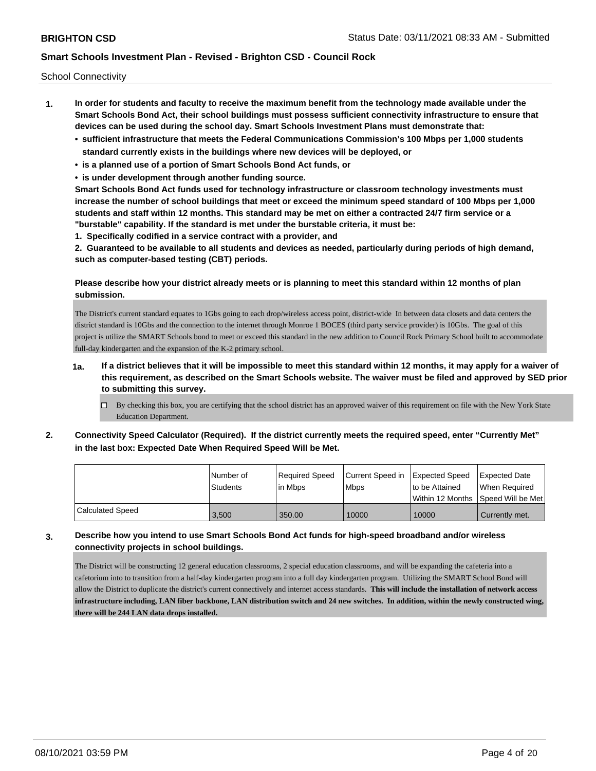School Connectivity

1. **In order for students and faculty to receive the maximum benefit from the technology made available under the Smart Schools Bond Act, their school buildings must possess sufficient connectivity infrastructure to ensure that devices can be used during the school day. Smart Schools Investment Plans must demonstrate that:**
   - **sufficient infrastructure that meets the Federal Communications Commission's 100 Mbps per 1,000 students standard currently exists in the buildings where new devices will be deployed, or**
   - **is a planned use of a portion of Smart Schools Bond Act funds, or**
   - **is under development through another funding source.**

   **Smart Schools Bond Act funds used for technology infrastructure or classroom technology investments must increase the number of school buildings that meet or exceed the minimum speed standard of 100 Mbps per 1,000 students and staff within 12 months. This standard may be met on either a contracted 24/7 firm service or a "burstable" capability. If the standard is met under the burstable criteria, it must be:**

   **1. Specifically codified in a service contract with a provider, and**

   **2. Guaranteed to be available to all students and devices as needed, particularly during periods of high demand, such as computer-based testing (CBT) periods.**

   **Please describe how your district already meets or is planning to meet this standard within 12 months of plan submission.**

   The District's current standard equates to 1Gbs going to each drop/wireless access point, district-wide In between data closets and data centers the district standard is 10Gbs and the connection to the internet through Monroe 1 BOCES (third party service provider) is 10Gbs. The goal of this project is utilize the SMART Schools bond to meet or exceed this standard in the new addition to Council Rock Primary School built to accommodate full-day kindergarten and the expansion of the K-2 primary school.

   **1a. If a district believes that it will be impossible to meet this standard within 12 months, it may apply for a waiver of this requirement, as described on the Smart Schools website. The waiver must be filed and approved by SED prior to submitting this survey.**

   ☐ By checking this box, you are certifying that the school district has an approved waiver of this requirement on file with the New York State Education Department.

2. **Connectivity Speed Calculator (Required). If the district currently meets the required speed, enter "Currently Met" in the last box: Expected Date When Required Speed Will be Met.**

| | Number of Students | Required Speed in Mbps | Current Speed in Mbps | Expected Speed to be Attained Within 12 Months | Expected Date When Required Speed Will be Met |
|---|---|---|---|---|---|
| Calculated Speed | 3,500 | 350.00 | 10000 | 10000 | Currently met. |

3. **Describe how you intend to use Smart Schools Bond Act funds for high-speed broadband and/or wireless connectivity projects in school buildings.**

   The District will be constructing 12 general education classrooms, 2 special education classrooms, and will be expanding the cafeteria into a cafetorium into to transition from a half-day kindergarten program into a full day kindergarten program. Utilizing the SMART School Bond will allow the District to duplicate the district's current connectively and internet access standards. **This will include the installation of network access infrastructure including, LAN fiber backbone, LAN distribution switch and 24 new switches. In addition, within the newly constructed wing, there will be 244 LAN data drops installed.**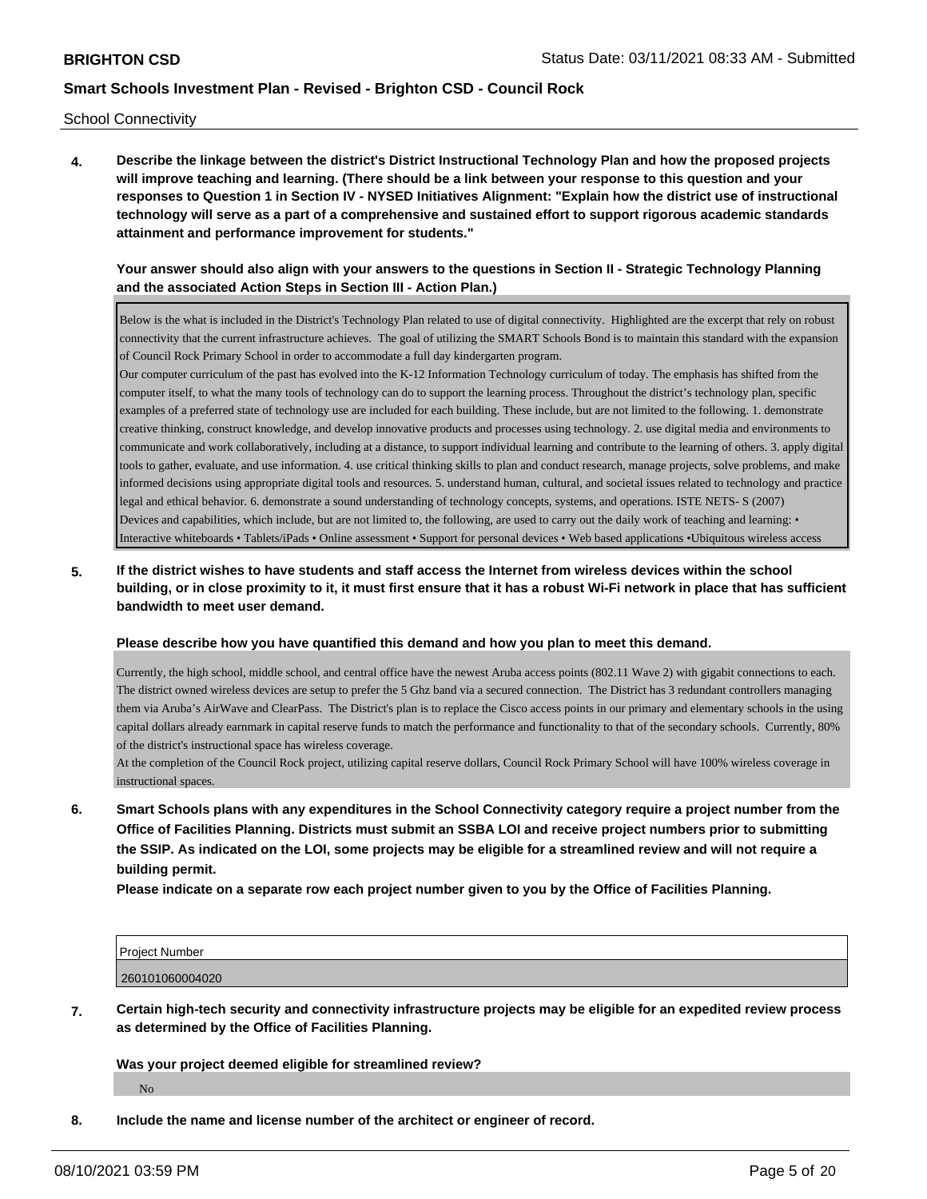School Connectivity

**4. Describe the linkage between the district's District Instructional Technology Plan and how the proposed projects will improve teaching and learning. (There should be a link between your response to this question and your responses to Question 1 in Section IV - NYSED Initiatives Alignment: "Explain how the district use of instructional technology will serve as a part of a comprehensive and sustained effort to support rigorous academic standards attainment and performance improvement for students."**

**Your answer should also align with your answers to the questions in Section II - Strategic Technology Planning and the associated Action Steps in Section III - Action Plan.)**

Below is the what is included in the District's Technology Plan related to use of digital connectivity. Highlighted are the excerpt that rely on robust connectivity that the current infrastructure achieves. The goal of utilizing the SMART Schools Bond is to maintain this standard with the expansion of Council Rock Primary School in order to accommodate a full day kindergarten program.
Our computer curriculum of the past has evolved into the K-12 Information Technology curriculum of today. The emphasis has shifted from the computer itself, to what the many tools of technology can do to support the learning process. Throughout the district's technology plan, specific examples of a preferred state of technology use are included for each building. These include, but are not limited to the following. 1. demonstrate creative thinking, construct knowledge, and develop innovative products and processes using technology. 2. use digital media and environments to communicate and work collaboratively, including at a distance, to support individual learning and contribute to the learning of others. 3. apply digital tools to gather, evaluate, and use information. 4. use critical thinking skills to plan and conduct research, manage projects, solve problems, and make informed decisions using appropriate digital tools and resources. 5. understand human, cultural, and societal issues related to technology and practice legal and ethical behavior. 6. demonstrate a sound understanding of technology concepts, systems, and operations. ISTE NETS- S (2007)
Devices and capabilities, which include, but are not limited to, the following, are used to carry out the daily work of teaching and learning: • Interactive whiteboards • Tablets/iPads • Online assessment • Support for personal devices • Web based applications •Ubiquitous wireless access

**5. If the district wishes to have students and staff access the Internet from wireless devices within the school building, or in close proximity to it, it must first ensure that it has a robust Wi-Fi network in place that has sufficient bandwidth to meet user demand.**

**Please describe how you have quantified this demand and how you plan to meet this demand.**

Currently, the high school, middle school, and central office have the newest Aruba access points (802.11 Wave 2) with gigabit connections to each. The district owned wireless devices are setup to prefer the 5 Ghz band via a secured connection. The District has 3 redundant controllers managing them via Aruba's AirWave and ClearPass. The District's plan is to replace the Cisco access points in our primary and elementary schools in the using capital dollars already earnmark in capital reserve funds to match the performance and functionality to that of the secondary schools. Currently, 80% of the district's instructional space has wireless coverage.
At the completion of the Council Rock project, utilizing capital reserve dollars, Council Rock Primary School will have 100% wireless coverage in instructional spaces.

**6. Smart Schools plans with any expenditures in the School Connectivity category require a project number from the Office of Facilities Planning. Districts must submit an SSBA LOI and receive project numbers prior to submitting the SSIP. As indicated on the LOI, some projects may be eligible for a streamlined review and will not require a building permit.**

**Please indicate on a separate row each project number given to you by the Office of Facilities Planning.**

| Project Number |
|---|
| 260101060004020 |

**7. Certain high-tech security and connectivity infrastructure projects may be eligible for an expedited review process as determined by the Office of Facilities Planning.**

**Was your project deemed eligible for streamlined review?**

No

**8. Include the name and license number of the architect or engineer of record.**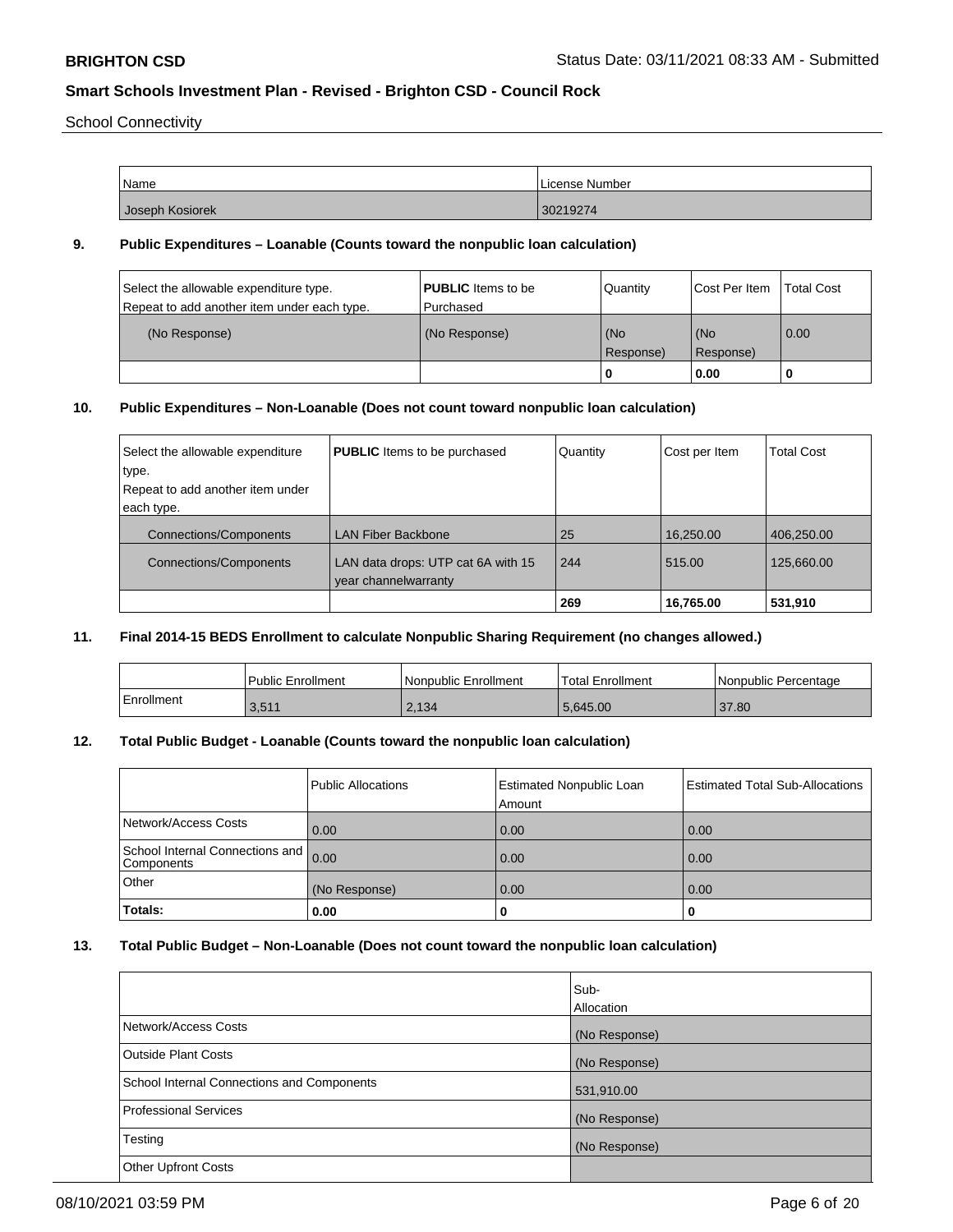School Connectivity

| Name | License Number |
| --- | --- |
| Joseph Kosiorek | 30219274 |

**9. Public Expenditures – Loanable (Counts toward the nonpublic loan calculation)**

| Select the allowable expenditure type. Repeat to add another item under each type. | **PUBLIC** Items to be Purchased | Quantity | Cost Per Item | Total Cost |
| --- | --- | --- | --- | --- |
| (No Response) | (No Response) | (No Response) | (No Response) | 0.00 |
| | | 0 | 0.00 | 0 |

**10. Public Expenditures – Non-Loanable (Does not count toward nonpublic loan calculation)**

| Select the allowable expenditure type. Repeat to add another item under each type. | **PUBLIC** Items to be purchased | Quantity | Cost per Item | Total Cost |
| --- | --- | --- | --- | --- |
| Connections/Components | LAN Fiber Backbone | 25 | 16,250.00 | 406,250.00 |
| Connections/Components | LAN data drops: UTP cat 6A with 15 year channelwarranty | 244 | 515.00 | 125,660.00 |
| | | **269** | **16,765.00** | **531,910** |

**11. Final 2014-15 BEDS Enrollment to calculate Nonpublic Sharing Requirement (no changes allowed.)**

| | Public Enrollment | Nonpublic Enrollment | Total Enrollment | Nonpublic Percentage |
| --- | --- | --- | --- | --- |
| Enrollment | 3,511 | 2,134 | 5,645.00 | 37.80 |

**12. Total Public Budget - Loanable (Counts toward the nonpublic loan calculation)**

| | Public Allocations | Estimated Nonpublic Loan Amount | Estimated Total Sub-Allocations |
| --- | --- | --- | --- |
| Network/Access Costs | 0.00 | 0.00 | 0.00 |
| School Internal Connections and Components | 0.00 | 0.00 | 0.00 |
| Other | (No Response) | 0.00 | 0.00 |
| **Totals:** | **0.00** | **0** | **0** |

**13. Total Public Budget – Non-Loanable (Does not count toward the nonpublic loan calculation)**

| | Sub-Allocation |
| --- | --- |
| Network/Access Costs | (No Response) |
| Outside Plant Costs | (No Response) |
| School Internal Connections and Components | 531,910.00 |
| Professional Services | (No Response) |
| Testing | (No Response) |
| Other Upfront Costs | |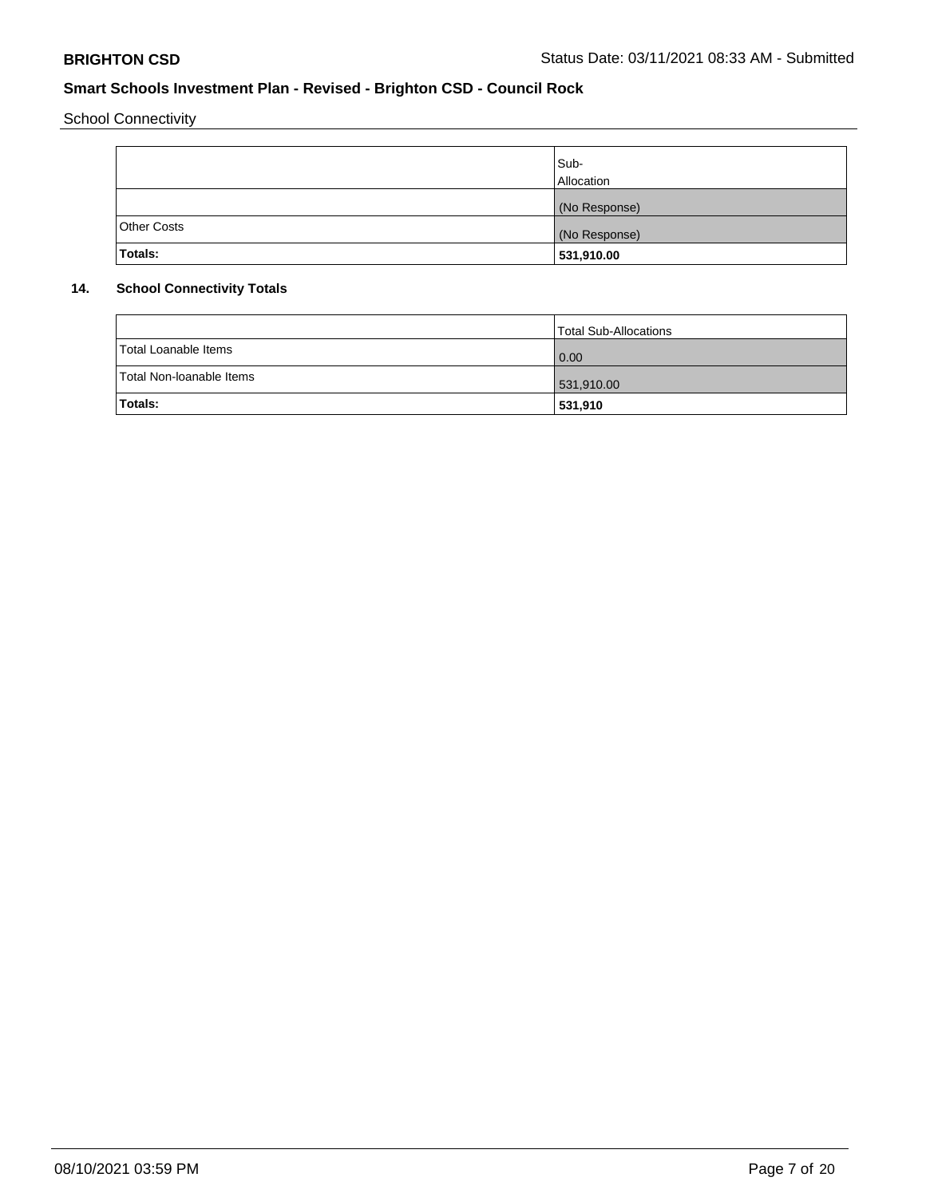School Connectivity

| | Sub-Allocation |
|---|---|
| | (No Response) |
| Other Costs | (No Response) |
| **Totals:** | **531,910.00** |

### 14. School Connectivity Totals

| | Total Sub-Allocations |
|---|---|
| Total Loanable Items | 0.00 |
| Total Non-loanable Items | 531,910.00 |
| **Totals:** | **531,910** |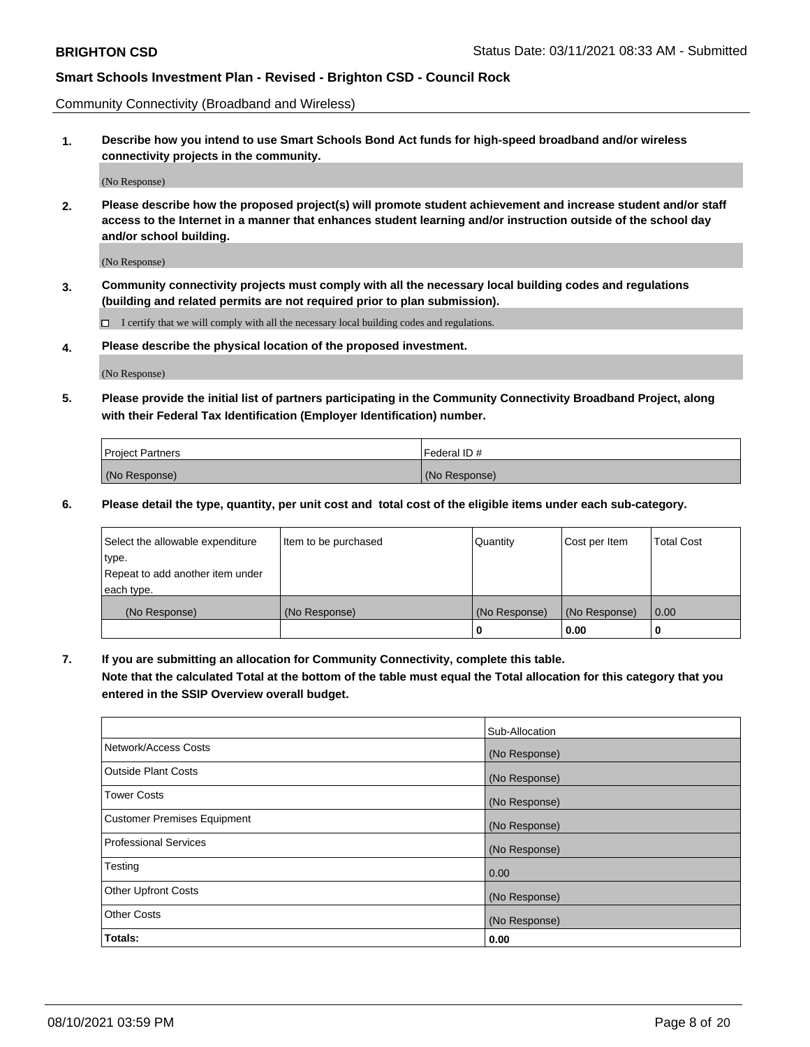**BRIGHTON CSD** Status Date: 03/11/2021 08:33 AM - Submitted

**Smart Schools Investment Plan - Revised - Brighton CSD - Council Rock**

Community Connectivity (Broadband and Wireless)

**1. Describe how you intend to use Smart Schools Bond Act funds for high-speed broadband and/or wireless connectivity projects in the community.**

(No Response)

**2. Please describe how the proposed project(s) will promote student achievement and increase student and/or staff access to the Internet in a manner that enhances student learning and/or instruction outside of the school day and/or school building.**

(No Response)

**3. Community connectivity projects must comply with all the necessary local building codes and regulations (building and related permits are not required prior to plan submission).**

☐ I certify that we will comply with all the necessary local building codes and regulations.

**4. Please describe the physical location of the proposed investment.**

(No Response)

**5. Please provide the initial list of partners participating in the Community Connectivity Broadband Project, along with their Federal Tax Identification (Employer Identification) number.**

| Project Partners | Federal ID # |
|---|---|
| (No Response) | (No Response) |

**6. Please detail the type, quantity, per unit cost and total cost of the eligible items under each sub-category.**

| Select the allowable expenditure type. Repeat to add another item under each type. | Item to be purchased | Quantity | Cost per Item | Total Cost |
|---|---|---|---|---|
| (No Response) | (No Response) | (No Response) | (No Response) | 0.00 |
| | | **0** | **0.00** | **0** |

**7. If you are submitting an allocation for Community Connectivity, complete this table. Note that the calculated Total at the bottom of the table must equal the Total allocation for this category that you entered in the SSIP Overview overall budget.**

| | Sub-Allocation |
|---|---|
| Network/Access Costs | (No Response) |
| Outside Plant Costs | (No Response) |
| Tower Costs | (No Response) |
| Customer Premises Equipment | (No Response) |
| Professional Services | (No Response) |
| Testing | 0.00 |
| Other Upfront Costs | (No Response) |
| Other Costs | (No Response) |
| **Totals:** | **0.00** |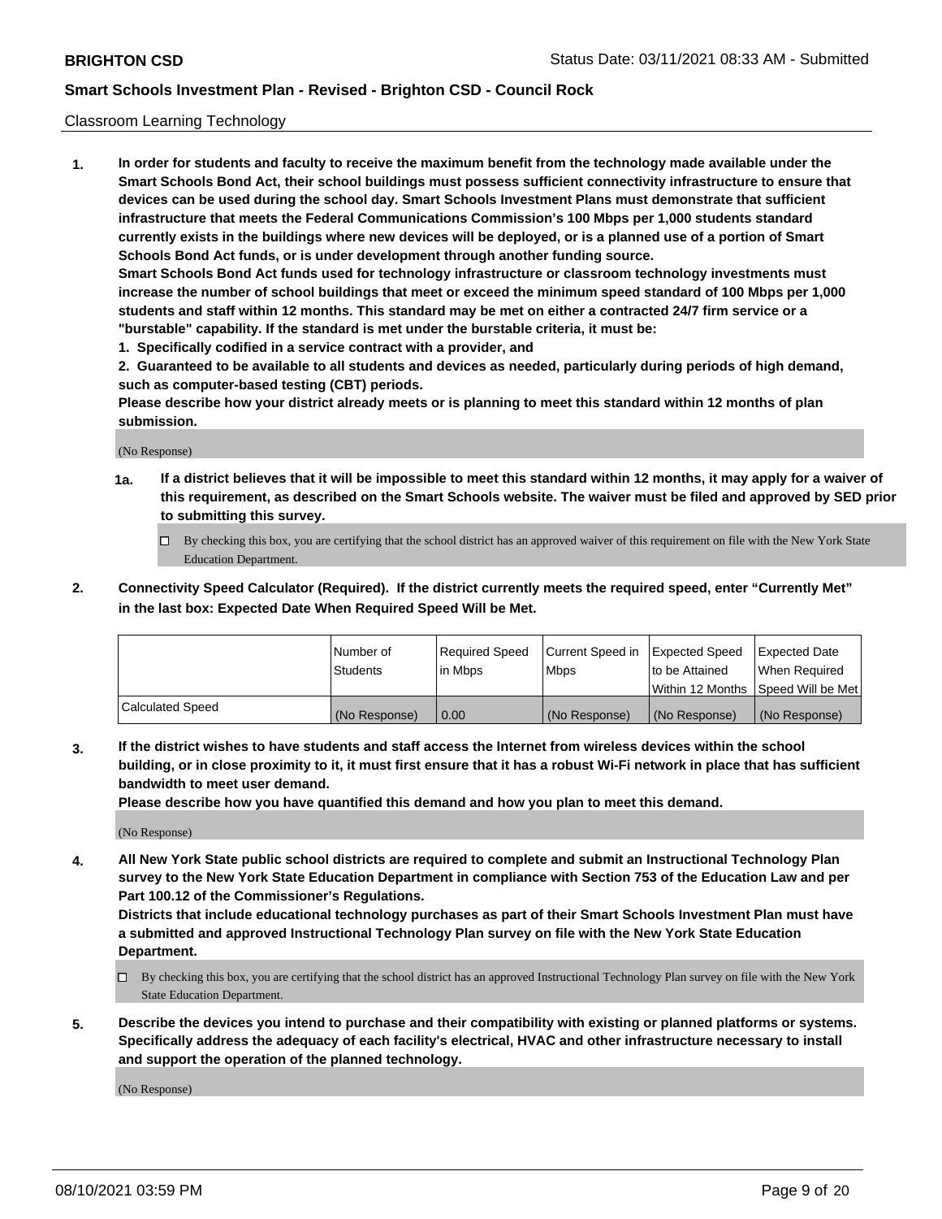Classroom Learning Technology

**1. In order for students and faculty to receive the maximum benefit from the technology made available under the Smart Schools Bond Act, their school buildings must possess sufficient connectivity infrastructure to ensure that devices can be used during the school day. Smart Schools Investment Plans must demonstrate that sufficient infrastructure that meets the Federal Communications Commission's 100 Mbps per 1,000 students standard currently exists in the buildings where new devices will be deployed, or is a planned use of a portion of Smart Schools Bond Act funds, or is under development through another funding source.**

**Smart Schools Bond Act funds used for technology infrastructure or classroom technology investments must increase the number of school buildings that meet or exceed the minimum speed standard of 100 Mbps per 1,000 students and staff within 12 months. This standard may be met on either a contracted 24/7 firm service or a "burstable" capability. If the standard is met under the burstable criteria, it must be:**

**1. Specifically codified in a service contract with a provider, and**

**2. Guaranteed to be available to all students and devices as needed, particularly during periods of high demand, such as computer-based testing (CBT) periods.**

**Please describe how your district already meets or is planning to meet this standard within 12 months of plan submission.**

(No Response)

**1a. If a district believes that it will be impossible to meet this standard within 12 months, it may apply for a waiver of this requirement, as described on the Smart Schools website. The waiver must be filed and approved by SED prior to submitting this survey.**

☐ By checking this box, you are certifying that the school district has an approved waiver of this requirement on file with the New York State Education Department.

**2. Connectivity Speed Calculator (Required). If the district currently meets the required speed, enter "Currently Met" in the last box: Expected Date When Required Speed Will be Met.**

| | Number of Students | Required Speed in Mbps | Current Speed in Mbps | Expected Speed to be Attained Within 12 Months | Expected Date When Required Speed Will be Met |
|---|---|---|---|---|---|
| Calculated Speed | (No Response) | 0.00 | (No Response) | (No Response) | (No Response) |

**3. If the district wishes to have students and staff access the Internet from wireless devices within the school building, or in close proximity to it, it must first ensure that it has a robust Wi-Fi network in place that has sufficient bandwidth to meet user demand.**

**Please describe how you have quantified this demand and how you plan to meet this demand.**

(No Response)

**4. All New York State public school districts are required to complete and submit an Instructional Technology Plan survey to the New York State Education Department in compliance with Section 753 of the Education Law and per Part 100.12 of the Commissioner's Regulations.**

**Districts that include educational technology purchases as part of their Smart Schools Investment Plan must have a submitted and approved Instructional Technology Plan survey on file with the New York State Education Department.**

☐ By checking this box, you are certifying that the school district has an approved Instructional Technology Plan survey on file with the New York State Education Department.

**5. Describe the devices you intend to purchase and their compatibility with existing or planned platforms or systems. Specifically address the adequacy of each facility's electrical, HVAC and other infrastructure necessary to install and support the operation of the planned technology.**

(No Response)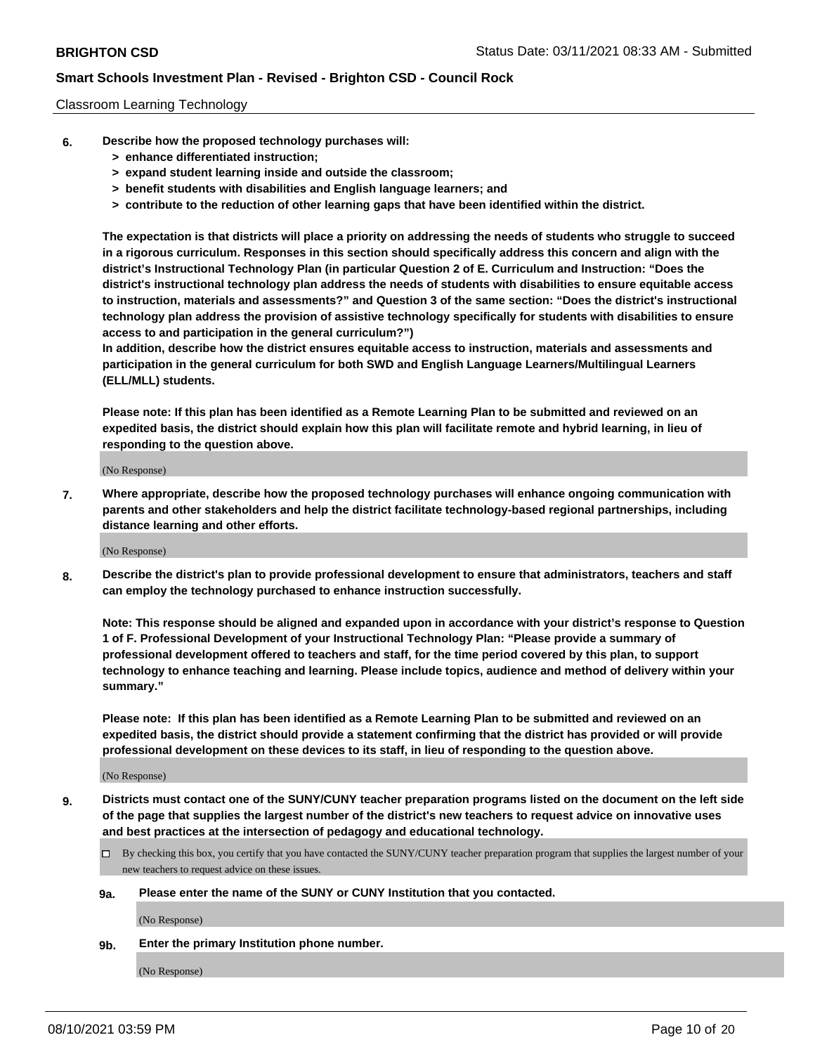Classroom Learning Technology

6. **Describe how the proposed technology purchases will:**
   - **> enhance differentiated instruction;**
   - **> expand student learning inside and outside the classroom;**
   - **> benefit students with disabilities and English language learners; and**
   - **> contribute to the reduction of other learning gaps that have been identified within the district.**

   **The expectation is that districts will place a priority on addressing the needs of students who struggle to succeed in a rigorous curriculum. Responses in this section should specifically address this concern and align with the district's Instructional Technology Plan (in particular Question 2 of E. Curriculum and Instruction: "Does the district's instructional technology plan address the needs of students with disabilities to ensure equitable access to instruction, materials and assessments?" and Question 3 of the same section: "Does the district's instructional technology plan address the provision of assistive technology specifically for students with disabilities to ensure access to and participation in the general curriculum?")**

   **In addition, describe how the district ensures equitable access to instruction, materials and assessments and participation in the general curriculum for both SWD and English Language Learners/Multilingual Learners (ELL/MLL) students.**

   **Please note: If this plan has been identified as a Remote Learning Plan to be submitted and reviewed on an expedited basis, the district should explain how this plan will facilitate remote and hybrid learning, in lieu of responding to the question above.**

   (No Response)

7. **Where appropriate, describe how the proposed technology purchases will enhance ongoing communication with parents and other stakeholders and help the district facilitate technology-based regional partnerships, including distance learning and other efforts.**

   (No Response)

8. **Describe the district's plan to provide professional development to ensure that administrators, teachers and staff can employ the technology purchased to enhance instruction successfully.**

   **Note: This response should be aligned and expanded upon in accordance with your district's response to Question 1 of F. Professional Development of your Instructional Technology Plan: "Please provide a summary of professional development offered to teachers and staff, for the time period covered by this plan, to support technology to enhance teaching and learning. Please include topics, audience and method of delivery within your summary."**

   **Please note: If this plan has been identified as a Remote Learning Plan to be submitted and reviewed on an expedited basis, the district should provide a statement confirming that the district has provided or will provide professional development on these devices to its staff, in lieu of responding to the question above.**

   (No Response)

9. **Districts must contact one of the SUNY/CUNY teacher preparation programs listed on the document on the left side of the page that supplies the largest number of the district's new teachers to request advice on innovative uses and best practices at the intersection of pedagogy and educational technology.**

   ☐ By checking this box, you certify that you have contacted the SUNY/CUNY teacher preparation program that supplies the largest number of your new teachers to request advice on these issues.

   **9a. Please enter the name of the SUNY or CUNY Institution that you contacted.**

   (No Response)

   **9b. Enter the primary Institution phone number.**

   (No Response)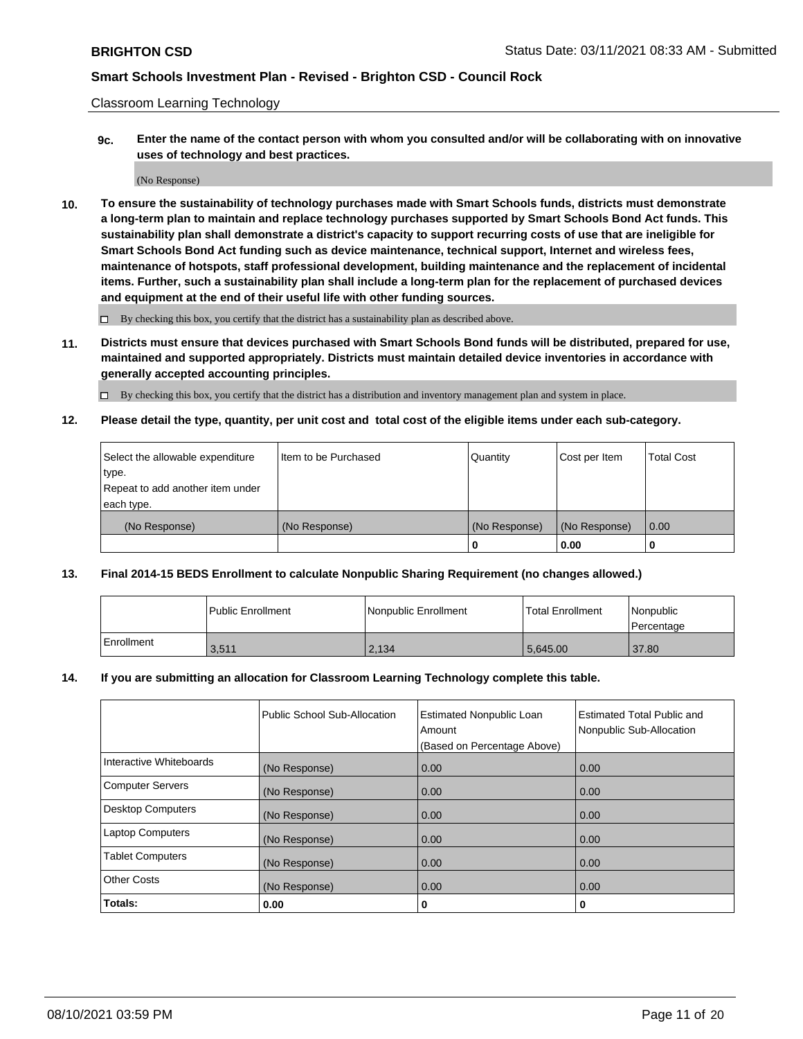Classroom Learning Technology

**9c. Enter the name of the contact person with whom you consulted and/or will be collaborating with on innovative uses of technology and best practices.**

(No Response)

**10. To ensure the sustainability of technology purchases made with Smart Schools funds, districts must demonstrate a long-term plan to maintain and replace technology purchases supported by Smart Schools Bond Act funds. This sustainability plan shall demonstrate a district's capacity to support recurring costs of use that are ineligible for Smart Schools Bond Act funding such as device maintenance, technical support, Internet and wireless fees, maintenance of hotspots, staff professional development, building maintenance and the replacement of incidental items. Further, such a sustainability plan shall include a long-term plan for the replacement of purchased devices and equipment at the end of their useful life with other funding sources.**

☐ By checking this box, you certify that the district has a sustainability plan as described above.

**11. Districts must ensure that devices purchased with Smart Schools Bond funds will be distributed, prepared for use, maintained and supported appropriately. Districts must maintain detailed device inventories in accordance with generally accepted accounting principles.**

☐ By checking this box, you certify that the district has a distribution and inventory management plan and system in place.

**12. Please detail the type, quantity, per unit cost and total cost of the eligible items under each sub-category.**

| Select the allowable expenditure type. Repeat to add another item under each type. | Item to be Purchased | Quantity | Cost per Item | Total Cost |
|---|---|---|---|---|
| (No Response) | (No Response) | (No Response) | (No Response) | 0.00 |
| | | **0** | **0.00** | **0** |

**13. Final 2014-15 BEDS Enrollment to calculate Nonpublic Sharing Requirement (no changes allowed.)**

| | Public Enrollment | Nonpublic Enrollment | Total Enrollment | Nonpublic Percentage |
|---|---|---|---|---|
| Enrollment | 3,511 | 2,134 | 5,645.00 | 37.80 |

**14. If you are submitting an allocation for Classroom Learning Technology complete this table.**

| | Public School Sub-Allocation | Estimated Nonpublic Loan Amount (Based on Percentage Above) | Estimated Total Public and Nonpublic Sub-Allocation |
|---|---|---|---|
| Interactive Whiteboards | (No Response) | 0.00 | 0.00 |
| Computer Servers | (No Response) | 0.00 | 0.00 |
| Desktop Computers | (No Response) | 0.00 | 0.00 |
| Laptop Computers | (No Response) | 0.00 | 0.00 |
| Tablet Computers | (No Response) | 0.00 | 0.00 |
| Other Costs | (No Response) | 0.00 | 0.00 |
| **Totals:** | **0.00** | **0** | **0** |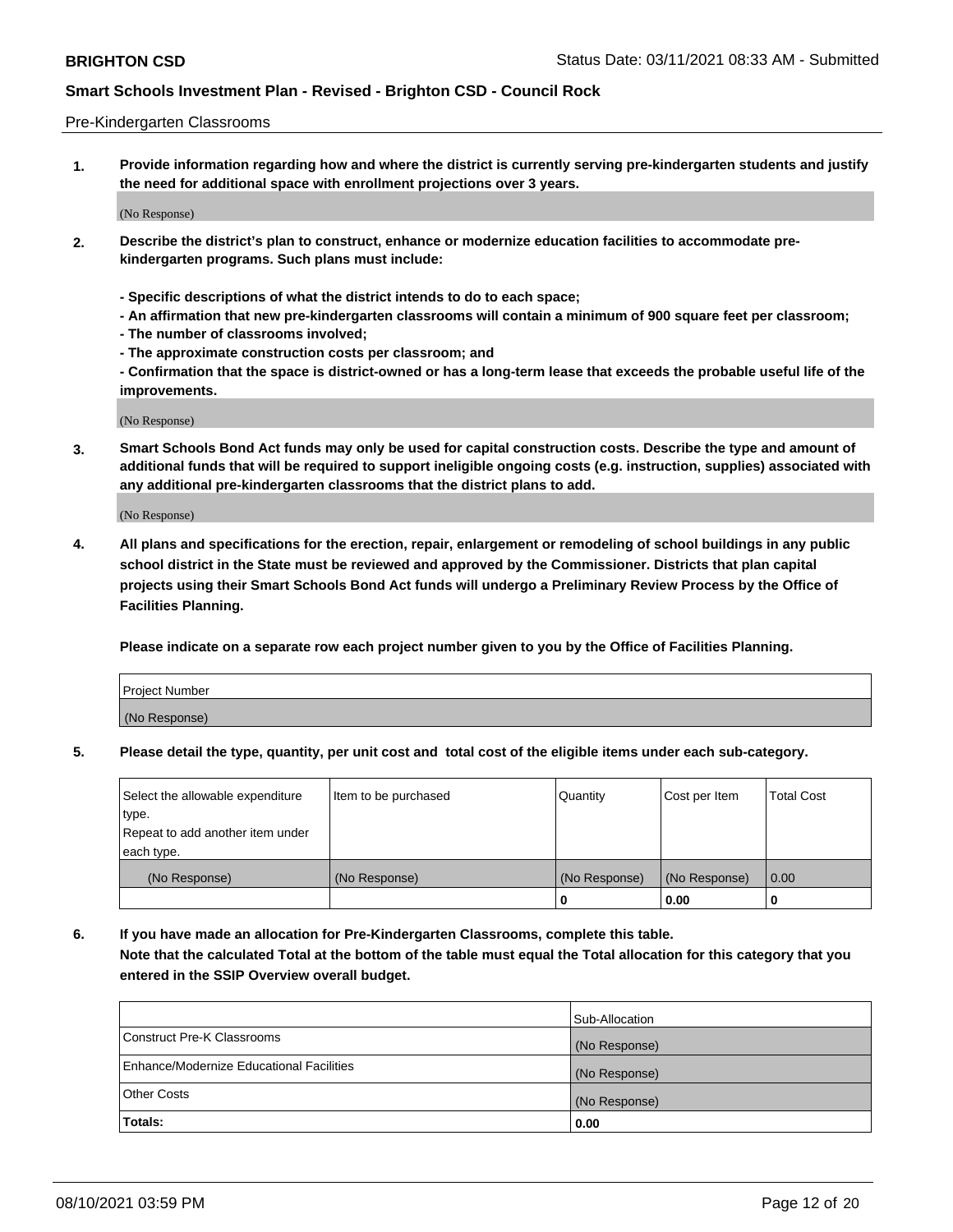Pre-Kindergarten Classrooms

**1. Provide information regarding how and where the district is currently serving pre-kindergarten students and justify the need for additional space with enrollment projections over 3 years.**

(No Response)

**2. Describe the district's plan to construct, enhance or modernize education facilities to accommodate pre-kindergarten programs. Such plans must include:**

**- Specific descriptions of what the district intends to do to each space;**
**- An affirmation that new pre-kindergarten classrooms will contain a minimum of 900 square feet per classroom;**
**- The number of classrooms involved;**
**- The approximate construction costs per classroom; and**
**- Confirmation that the space is district-owned or has a long-term lease that exceeds the probable useful life of the improvements.**

(No Response)

**3. Smart Schools Bond Act funds may only be used for capital construction costs. Describe the type and amount of additional funds that will be required to support ineligible ongoing costs (e.g. instruction, supplies) associated with any additional pre-kindergarten classrooms that the district plans to add.**

(No Response)

**4. All plans and specifications for the erection, repair, enlargement or remodeling of school buildings in any public school district in the State must be reviewed and approved by the Commissioner. Districts that plan capital projects using their Smart Schools Bond Act funds will undergo a Preliminary Review Process by the Office of Facilities Planning.**

**Please indicate on a separate row each project number given to you by the Office of Facilities Planning.**

| Project Number |
|---|
| (No Response) |

**5. Please detail the type, quantity, per unit cost and total cost of the eligible items under each sub-category.**

| Select the allowable expenditure type. Repeat to add another item under each type. | Item to be purchased | Quantity | Cost per Item | Total Cost |
|---|---|---|---|---|
| (No Response) | (No Response) | (No Response) | (No Response) | 0.00 |
| | | 0 | 0.00 | 0 |

**6. If you have made an allocation for Pre-Kindergarten Classrooms, complete this table.**
**Note that the calculated Total at the bottom of the table must equal the Total allocation for this category that you entered in the SSIP Overview overall budget.**

| | Sub-Allocation |
|---|---|
| Construct Pre-K Classrooms | (No Response) |
| Enhance/Modernize Educational Facilities | (No Response) |
| Other Costs | (No Response) |
| **Totals:** | **0.00** |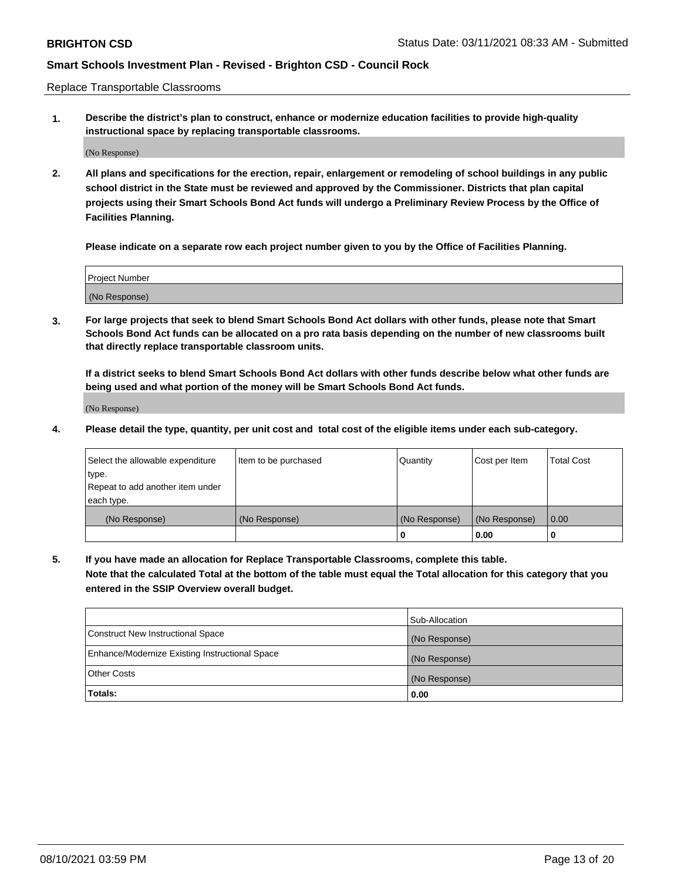Replace Transportable Classrooms

**1. Describe the district's plan to construct, enhance or modernize education facilities to provide high-quality instructional space by replacing transportable classrooms.**

(No Response)

**2. All plans and specifications for the erection, repair, enlargement or remodeling of school buildings in any public school district in the State must be reviewed and approved by the Commissioner. Districts that plan capital projects using their Smart Schools Bond Act funds will undergo a Preliminary Review Process by the Office of Facilities Planning.**

**Please indicate on a separate row each project number given to you by the Office of Facilities Planning.**

| Project Number |
|---|
| (No Response) |

**3. For large projects that seek to blend Smart Schools Bond Act dollars with other funds, please note that Smart Schools Bond Act funds can be allocated on a pro rata basis depending on the number of new classrooms built that directly replace transportable classroom units.**

**If a district seeks to blend Smart Schools Bond Act dollars with other funds describe below what other funds are being used and what portion of the money will be Smart Schools Bond Act funds.**

(No Response)

**4. Please detail the type, quantity, per unit cost and total cost of the eligible items under each sub-category.**

| Select the allowable expenditure type. Repeat to add another item under each type. | Item to be purchased | Quantity | Cost per Item | Total Cost |
|---|---|---|---|---|
| (No Response) | (No Response) | (No Response) | (No Response) | 0.00 |
| | | 0 | 0.00 | 0 |

**5. If you have made an allocation for Replace Transportable Classrooms, complete this table. Note that the calculated Total at the bottom of the table must equal the Total allocation for this category that you entered in the SSIP Overview overall budget.**

| | Sub-Allocation |
|---|---|
| Construct New Instructional Space | (No Response) |
| Enhance/Modernize Existing Instructional Space | (No Response) |
| Other Costs | (No Response) |
| **Totals:** | **0.00** |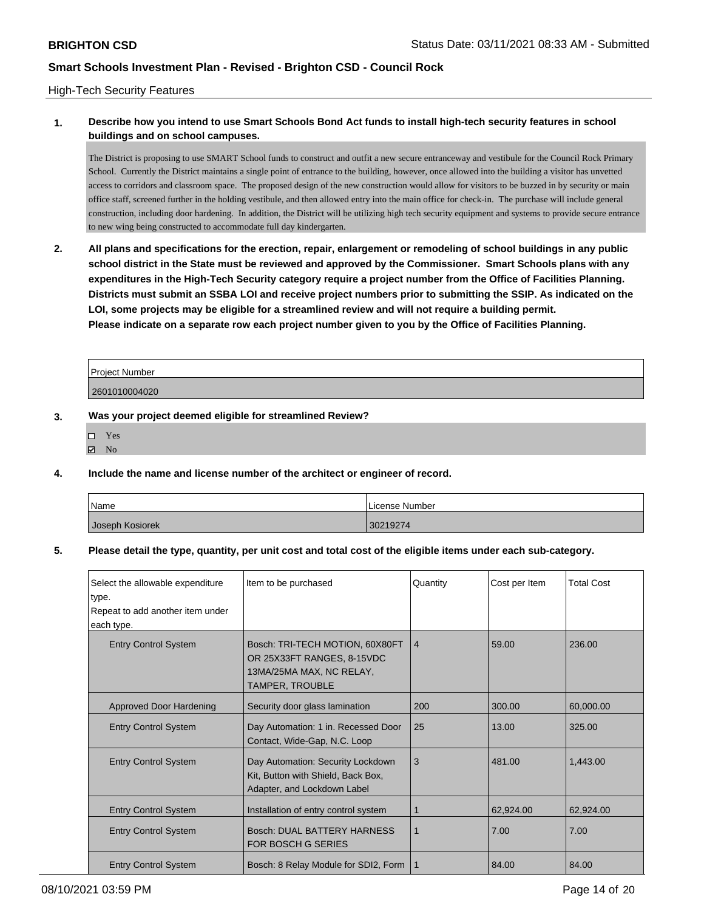High-Tech Security Features

**1. Describe how you intend to use Smart Schools Bond Act funds to install high-tech security features in school buildings and on school campuses.**

The District is proposing to use SMART School funds to construct and outfit a new secure entranceway and vestibule for the Council Rock Primary School. Currently the District maintains a single point of entrance to the building, however, once allowed into the building a visitor has unvetted access to corridors and classroom space. The proposed design of the new construction would allow for visitors to be buzzed in by security or main office staff, screened further in the holding vestibule, and then allowed entry into the main office for check-in. The purchase will include general construction, including door hardening. In addition, the District will be utilizing high tech security equipment and systems to provide secure entrance to new wing being constructed to accommodate full day kindergarten.

**2. All plans and specifications for the erection, repair, enlargement or remodeling of school buildings in any public school district in the State must be reviewed and approved by the Commissioner. Smart Schools plans with any expenditures in the High-Tech Security category require a project number from the Office of Facilities Planning. Districts must submit an SSBA LOI and receive project numbers prior to submitting the SSIP. As indicated on the LOI, some projects may be eligible for a streamlined review and will not require a building permit. Please indicate on a separate row each project number given to you by the Office of Facilities Planning.**

| Project Number |
| --- |
| 2601010004020 |

**3. Was your project deemed eligible for streamlined Review?**

- ☐ Yes
- ☑ No

**4. Include the name and license number of the architect or engineer of record.**

| Name | License Number |
| --- | --- |
| Joseph Kosiorek | 30219274 |

**5. Please detail the type, quantity, per unit cost and total cost of the eligible items under each sub-category.**

| Select the allowable expenditure type. Repeat to add another item under each type. | Item to be purchased | Quantity | Cost per Item | Total Cost |
| --- | --- | --- | --- | --- |
| Entry Control System | Bosch: TRI-TECH MOTION, 60X80FT OR 25X33FT RANGES, 8-15VDC 13MA/25MA MAX, NC RELAY, TAMPER, TROUBLE | 4 | 59.00 | 236.00 |
| Approved Door Hardening | Security door glass lamination | 200 | 300.00 | 60,000.00 |
| Entry Control System | Day Automation: 1 in. Recessed Door Contact, Wide-Gap, N.C. Loop | 25 | 13.00 | 325.00 |
| Entry Control System | Day Automation: Security Lockdown Kit, Button with Shield, Back Box, Adapter, and Lockdown Label | 3 | 481.00 | 1,443.00 |
| Entry Control System | Installation of entry control system | 1 | 62,924.00 | 62,924.00 |
| Entry Control System | Bosch: DUAL BATTERY HARNESS FOR BOSCH G SERIES | 1 | 7.00 | 7.00 |
| Entry Control System | Bosch: 8 Relay Module for SDI2, Form | 1 | 84.00 | 84.00 |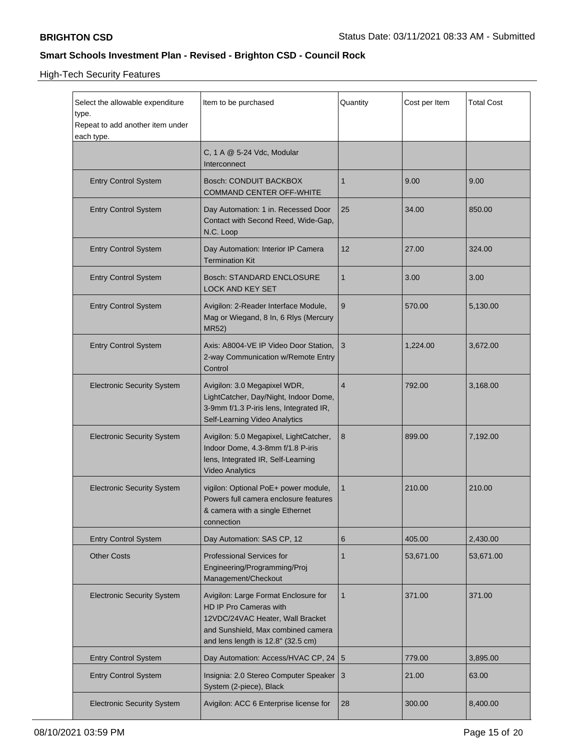## Smart Schools Investment Plan - Revised - Brighton CSD - Council Rock

High-Tech Security Features

| Select the allowable expenditure type. Repeat to add another item under each type. | Item to be purchased | Quantity | Cost per Item | Total Cost |
|---|---|---|---|---|
| | C, 1 A @ 5-24 Vdc, Modular Interconnect | | | |
| Entry Control System | Bosch: CONDUIT BACKBOX COMMAND CENTER OFF-WHITE | 1 | 9.00 | 9.00 |
| Entry Control System | Day Automation: 1 in. Recessed Door Contact with Second Reed, Wide-Gap, N.C. Loop | 25 | 34.00 | 850.00 |
| Entry Control System | Day Automation: Interior IP Camera Termination Kit | 12 | 27.00 | 324.00 |
| Entry Control System | Bosch: STANDARD ENCLOSURE LOCK AND KEY SET | 1 | 3.00 | 3.00 |
| Entry Control System | Avigilon: 2-Reader Interface Module, Mag or Wiegand, 8 In, 6 Rlys (Mercury MR52) | 9 | 570.00 | 5,130.00 |
| Entry Control System | Axis: A8004-VE IP Video Door Station, 2-way Communication w/Remote Entry Control | 3 | 1,224.00 | 3,672.00 |
| Electronic Security System | Avigilon: 3.0 Megapixel WDR, LightCatcher, Day/Night, Indoor Dome, 3-9mm f/1.3 P-iris lens, Integrated IR, Self-Learning Video Analytics | 4 | 792.00 | 3,168.00 |
| Electronic Security System | Avigilon: 5.0 Megapixel, LightCatcher, Indoor Dome, 4.3-8mm f/1.8 P-iris lens, Integrated IR, Self-Learning Video Analytics | 8 | 899.00 | 7,192.00 |
| Electronic Security System | vigilon: Optional PoE+ power module, Powers full camera enclosure features & camera with a single Ethernet connection | 1 | 210.00 | 210.00 |
| Entry Control System | Day Automation: SAS CP, 12 | 6 | 405.00 | 2,430.00 |
| Other Costs | Professional Services for Engineering/Programming/Proj Management/Checkout | 1 | 53,671.00 | 53,671.00 |
| Electronic Security System | Avigilon: Large Format Enclosure for HD IP Pro Cameras with 12VDC/24VAC Heater, Wall Bracket and Sunshield, Max combined camera and lens length is 12.8" (32.5 cm) | 1 | 371.00 | 371.00 |
| Entry Control System | Day Automation: Access/HVAC CP, 24 | 5 | 779.00 | 3,895.00 |
| Entry Control System | Insignia: 2.0 Stereo Computer Speaker System (2-piece), Black | 3 | 21.00 | 63.00 |
| Electronic Security System | Avigilon: ACC 6 Enterprise license for | 28 | 300.00 | 8,400.00 |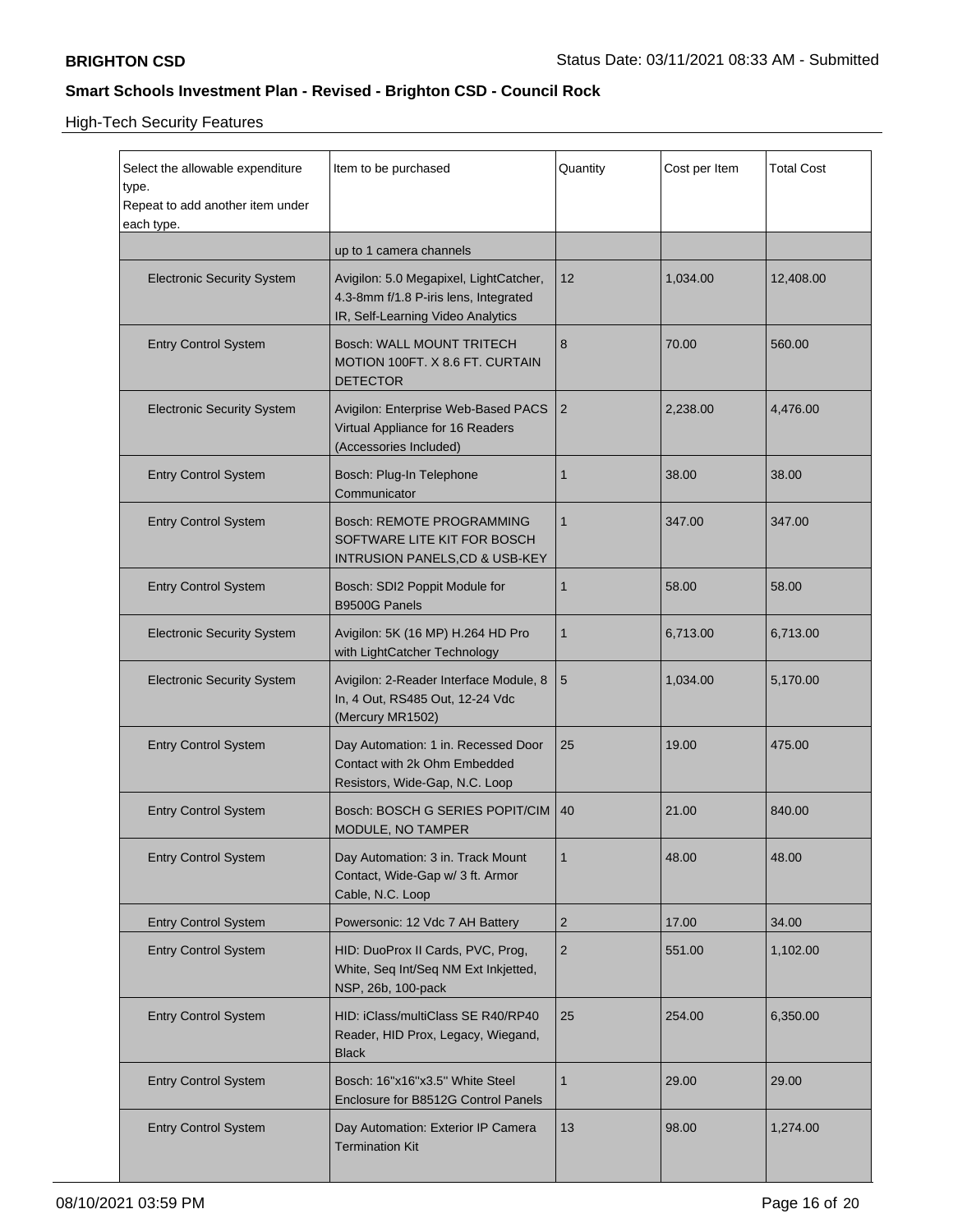## Smart Schools Investment Plan - Revised - Brighton CSD - Council Rock

High-Tech Security Features

| Select the allowable expenditure type. Repeat to add another item under each type. | Item to be purchased | Quantity | Cost per Item | Total Cost |
|---|---|---|---|---|
| | up to 1 camera channels | | | |
| Electronic Security System | Avigilon: 5.0 Megapixel, LightCatcher, 4.3-8mm f/1.8 P-iris lens, Integrated IR, Self-Learning Video Analytics | 12 | 1,034.00 | 12,408.00 |
| Entry Control System | Bosch: WALL MOUNT TRITECH MOTION 100FT. X 8.6 FT. CURTAIN DETECTOR | 8 | 70.00 | 560.00 |
| Electronic Security System | Avigilon: Enterprise Web-Based PACS Virtual Appliance for 16 Readers (Accessories Included) | 2 | 2,238.00 | 4,476.00 |
| Entry Control System | Bosch: Plug-In Telephone Communicator | 1 | 38.00 | 38.00 |
| Entry Control System | Bosch: REMOTE PROGRAMMING SOFTWARE LITE KIT FOR BOSCH INTRUSION PANELS,CD & USB-KEY | 1 | 347.00 | 347.00 |
| Entry Control System | Bosch: SDI2 Poppit Module for B9500G Panels | 1 | 58.00 | 58.00 |
| Electronic Security System | Avigilon: 5K (16 MP) H.264 HD Pro with LightCatcher Technology | 1 | 6,713.00 | 6,713.00 |
| Electronic Security System | Avigilon: 2-Reader Interface Module, 8 In, 4 Out, RS485 Out, 12-24 Vdc (Mercury MR1502) | 5 | 1,034.00 | 5,170.00 |
| Entry Control System | Day Automation: 1 in. Recessed Door Contact with 2k Ohm Embedded Resistors, Wide-Gap, N.C. Loop | 25 | 19.00 | 475.00 |
| Entry Control System | Bosch: BOSCH G SERIES POPIT/CIM MODULE, NO TAMPER | 40 | 21.00 | 840.00 |
| Entry Control System | Day Automation: 3 in. Track Mount Contact, Wide-Gap w/ 3 ft. Armor Cable, N.C. Loop | 1 | 48.00 | 48.00 |
| Entry Control System | Powersonic: 12 Vdc 7 AH Battery | 2 | 17.00 | 34.00 |
| Entry Control System | HID: DuoProx II Cards, PVC, Prog, White, Seq Int/Seq NM Ext Inkjetted, NSP, 26b, 100-pack | 2 | 551.00 | 1,102.00 |
| Entry Control System | HID: iClass/multiClass SE R40/RP40 Reader, HID Prox, Legacy, Wiegand, Black | 25 | 254.00 | 6,350.00 |
| Entry Control System | Bosch: 16"x16"x3.5" White Steel Enclosure for B8512G Control Panels | 1 | 29.00 | 29.00 |
| Entry Control System | Day Automation: Exterior IP Camera Termination Kit | 13 | 98.00 | 1,274.00 |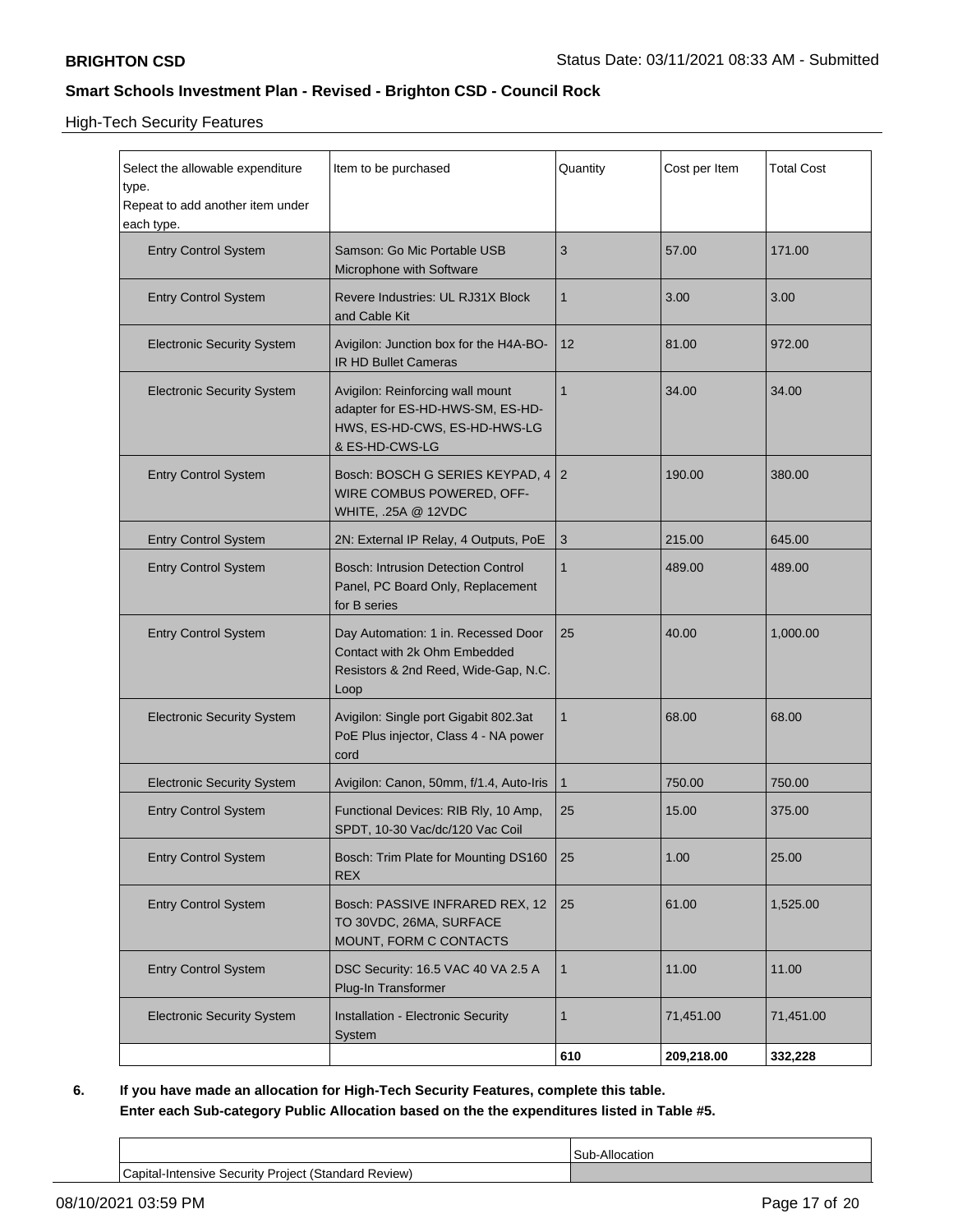**BRIGHTON CSD**

Status Date: 03/11/2021 08:33 AM - Submitted

## Smart Schools Investment Plan - Revised - Brighton CSD - Council Rock

High-Tech Security Features

| Select the allowable expenditure type. Repeat to add another item under each type. | Item to be purchased | Quantity | Cost per Item | Total Cost |
|---|---|---|---|---|
| Entry Control System | Samson: Go Mic Portable USB Microphone with Software | 3 | 57.00 | 171.00 |
| Entry Control System | Revere Industries: UL RJ31X Block and Cable Kit | 1 | 3.00 | 3.00 |
| Electronic Security System | Avigilon: Junction box for the H4A-BO-IR HD Bullet Cameras | 12 | 81.00 | 972.00 |
| Electronic Security System | Avigilon: Reinforcing wall mount adapter for ES-HD-HWS-SM, ES-HD-HWS, ES-HD-CWS, ES-HD-HWS-LG & ES-HD-CWS-LG | 1 | 34.00 | 34.00 |
| Entry Control System | Bosch: BOSCH G SERIES KEYPAD, 4 WIRE COMBUS POWERED, OFF-WHITE, .25A @ 12VDC | 2 | 190.00 | 380.00 |
| Entry Control System | 2N: External IP Relay, 4 Outputs, PoE | 3 | 215.00 | 645.00 |
| Entry Control System | Bosch: Intrusion Detection Control Panel, PC Board Only, Replacement for B series | 1 | 489.00 | 489.00 |
| Entry Control System | Day Automation: 1 in. Recessed Door Contact with 2k Ohm Embedded Resistors & 2nd Reed, Wide-Gap, N.C. Loop | 25 | 40.00 | 1,000.00 |
| Electronic Security System | Avigilon: Single port Gigabit 802.3at PoE Plus injector, Class 4 - NA power cord | 1 | 68.00 | 68.00 |
| Electronic Security System | Avigilon: Canon, 50mm, f/1.4, Auto-Iris | 1 | 750.00 | 750.00 |
| Entry Control System | Functional Devices: RIB Rly, 10 Amp, SPDT, 10-30 Vac/dc/120 Vac Coil | 25 | 15.00 | 375.00 |
| Entry Control System | Bosch: Trim Plate for Mounting DS160 REX | 25 | 1.00 | 25.00 |
| Entry Control System | Bosch: PASSIVE INFRARED REX, 12 TO 30VDC, 26MA, SURFACE MOUNT, FORM C CONTACTS | 25 | 61.00 | 1,525.00 |
| Entry Control System | DSC Security: 16.5 VAC 40 VA 2.5 A Plug-In Transformer | 1 | 11.00 | 11.00 |
| Electronic Security System | Installation - Electronic Security System | 1 | 71,451.00 | 71,451.00 |
| | | **610** | **209,218.00** | **332,228** |

**6. If you have made an allocation for High-Tech Security Features, complete this table. Enter each Sub-category Public Allocation based on the the expenditures listed in Table #5.**

| | Sub-Allocation |
|---|---|
| Capital-Intensive Security Project (Standard Review) | |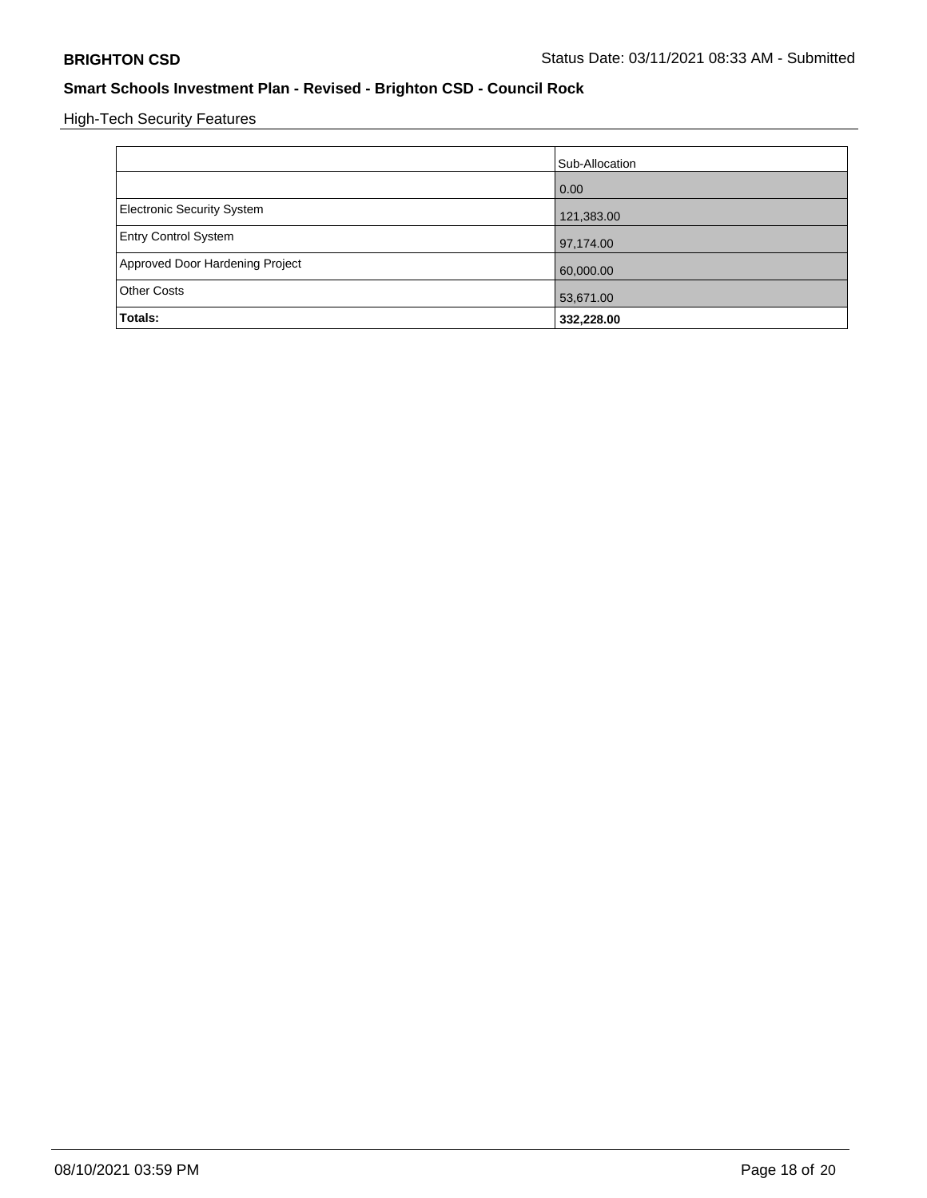**BRIGHTON CSD**

Status Date: 03/11/2021 08:33 AM - Submitted

## Smart Schools Investment Plan - Revised - Brighton CSD - Council Rock

High-Tech Security Features

| | Sub-Allocation |
|---|---|
| | 0.00 |
| Electronic Security System | 121,383.00 |
| Entry Control System | 97,174.00 |
| Approved Door Hardening Project | 60,000.00 |
| Other Costs | 53,671.00 |
| **Totals:** | **332,228.00** |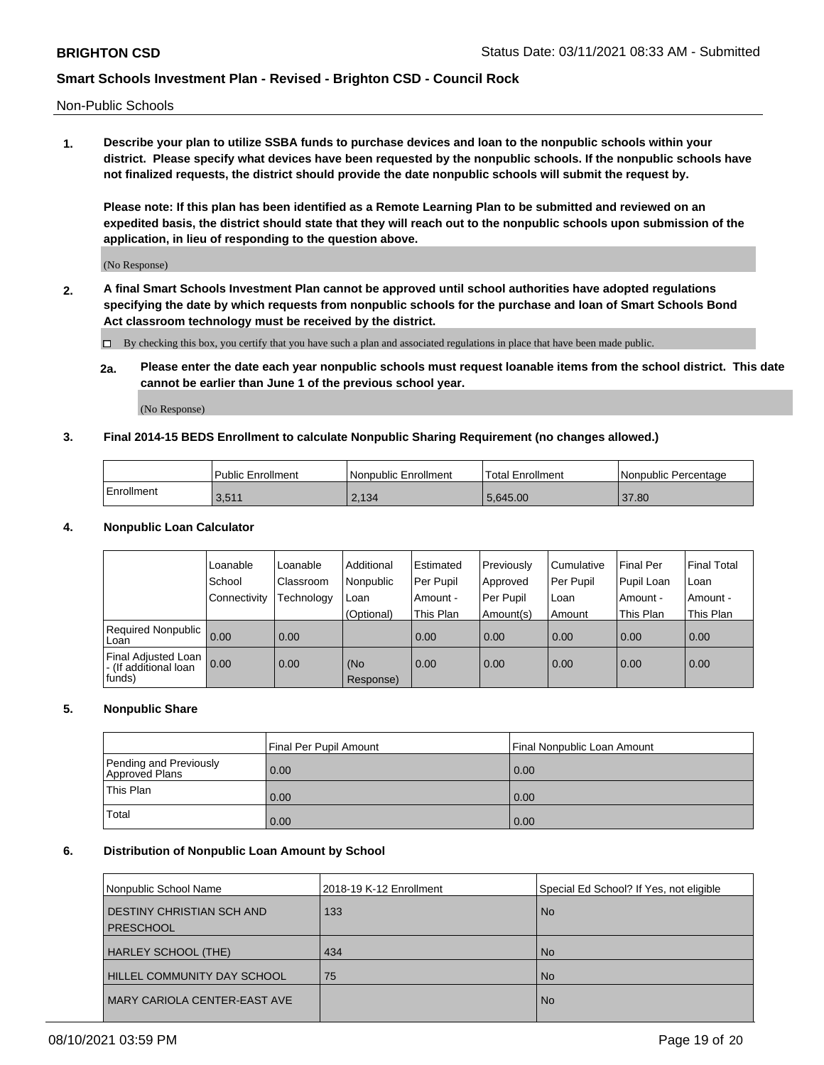Non-Public Schools

**1. Describe your plan to utilize SSBA funds to purchase devices and loan to the nonpublic schools within your district. Please specify what devices have been requested by the nonpublic schools. If the nonpublic schools have not finalized requests, the district should provide the date nonpublic schools will submit the request by.**

**Please note: If this plan has been identified as a Remote Learning Plan to be submitted and reviewed on an expedited basis, the district should state that they will reach out to the nonpublic schools upon submission of the application, in lieu of responding to the question above.**

(No Response)

**2. A final Smart Schools Investment Plan cannot be approved until school authorities have adopted regulations specifying the date by which requests from nonpublic schools for the purchase and loan of Smart Schools Bond Act classroom technology must be received by the district.**

☐ By checking this box, you certify that you have such a plan and associated regulations in place that have been made public.

**2a. Please enter the date each year nonpublic schools must request loanable items from the school district. This date cannot be earlier than June 1 of the previous school year.**

(No Response)

**3. Final 2014-15 BEDS Enrollment to calculate Nonpublic Sharing Requirement (no changes allowed.)**

| | Public Enrollment | Nonpublic Enrollment | Total Enrollment | Nonpublic Percentage |
|---|---|---|---|---|
| Enrollment | 3,511 | 2,134 | 5,645.00 | 37.80 |

**4. Nonpublic Loan Calculator**

| | Loanable School Connectivity | Loanable Classroom Technology | Additional Nonpublic Loan (Optional) | Estimated Per Pupil Amount - This Plan | Previously Approved Per Pupil Amount(s) | Cumulative Per Pupil Loan Amount | Final Per Pupil Loan Amount - This Plan | Final Total Loan Amount - This Plan |
|---|---|---|---|---|---|---|---|---|
| Required Nonpublic Loan | 0.00 | 0.00 | | 0.00 | 0.00 | 0.00 | 0.00 | 0.00 |
| Final Adjusted Loan - (If additional loan funds) | 0.00 | 0.00 | (No Response) | 0.00 | 0.00 | 0.00 | 0.00 | 0.00 |

**5. Nonpublic Share**

| | Final Per Pupil Amount | Final Nonpublic Loan Amount |
|---|---|---|
| Pending and Previously Approved Plans | 0.00 | 0.00 |
| This Plan | 0.00 | 0.00 |
| Total | 0.00 | 0.00 |

**6. Distribution of Nonpublic Loan Amount by School**

| Nonpublic School Name | 2018-19 K-12 Enrollment | Special Ed School? If Yes, not eligible |
|---|---|---|
| DESTINY CHRISTIAN SCH AND PRESCHOOL | 133 | No |
| HARLEY SCHOOL (THE) | 434 | No |
| HILLEL COMMUNITY DAY SCHOOL | 75 | No |
| MARY CARIOLA CENTER-EAST AVE | | No |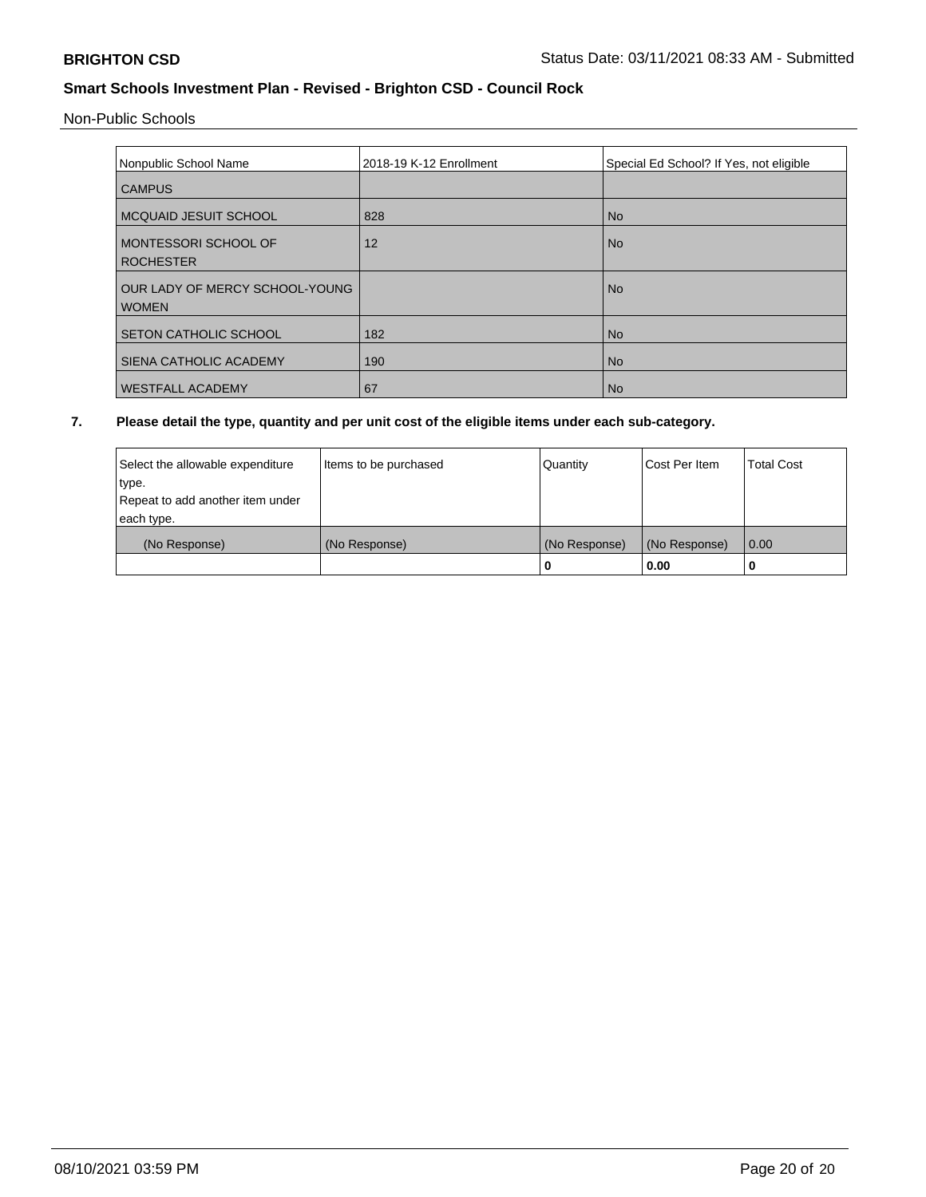Non-Public Schools

| Nonpublic School Name | 2018-19 K-12 Enrollment | Special Ed School? If Yes, not eligible |
|---|---|---|
| CAMPUS | | |
| MCQUAID JESUIT SCHOOL | 828 | No |
| MONTESSORI SCHOOL OF ROCHESTER | 12 | No |
| OUR LADY OF MERCY SCHOOL-YOUNG WOMEN | | No |
| SETON CATHOLIC SCHOOL | 182 | No |
| SIENA CATHOLIC ACADEMY | 190 | No |
| WESTFALL ACADEMY | 67 | No |

**7. Please detail the type, quantity and per unit cost of the eligible items under each sub-category.**

| Select the allowable expenditure type. Repeat to add another item under each type. | Items to be purchased | Quantity | Cost Per Item | Total Cost |
|---|---|---|---|---|
| (No Response) | (No Response) | (No Response) | (No Response) | 0.00 |
| | | **0** | **0.00** | **0** |